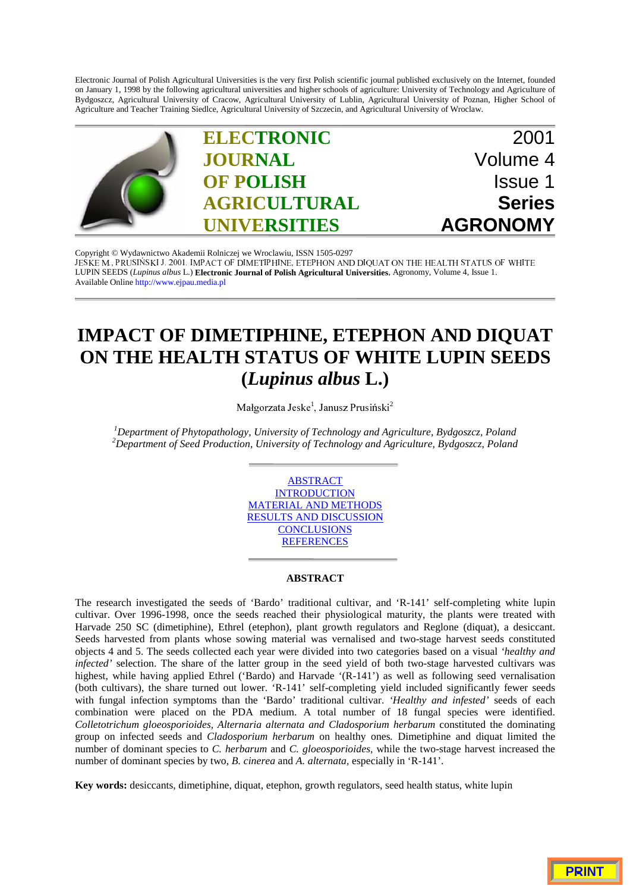Electronic Journal of Polish Agricultural Universities is the very first Polish scientific journal published exclusively on the Internet, founded on January 1, 1998 by the following agricultural universities and higher schools of agriculture: University of Technology and Agriculture of Bydgoszcz, Agricultural University of Cracow, Agricultural University of Lublin, Agricultural University of Poznan, Higher School of Agriculture and Teacher Training Siedlce, Agricultural University of Szczecin, and Agricultural University of Wroclaw.

**ELECTRONIC JOURNAL OF POLISH AGRICULTURAL UNIVERSITIES**

2001
Volume 4
Issue 1
**Series AGRONOMY**

Copyright © Wydawnictwo Akademii Rolniczej we Wroclawiu, ISSN 1505-0297
JESKE M., PRUSIŃSKI J. 2001. IMPACT OF DIMETIPHINE, ETEPHON AND DIQUAT ON THE HEALTH STATUS OF WHITE LUPIN SEEDS (*Lupinus albus* L.) **Electronic Journal of Polish Agricultural Universities**, Agronomy, Volume 4, Issue 1.
Available Online http://www.ejpau.media.pl

# IMPACT OF DIMETIPHINE, ETEPHON AND DIQUAT ON THE HEALTH STATUS OF WHITE LUPIN SEEDS (*Lupinus albus* L.)

Małgorzata Jeske[1], Janusz Prusiński[2]

[1]*Department of Phytopathology, University of Technology and Agriculture, Bydgoszcz, Poland*
[2]*Department of Seed Production, University of Technology and Agriculture, Bydgoszcz, Poland*

ABSTRACT
INTRODUCTION
MATERIAL AND METHODS
RESULTS AND DISCUSSION
CONCLUSIONS
REFERENCES

## ABSTRACT

The research investigated the seeds of 'Bardo' traditional cultivar, and 'R-141' self-completing white lupin cultivar. Over 1996-1998, once the seeds reached their physiological maturity, the plants were treated with Harvade 250 SC (dimetiphine), Ethrel (etephon), plant growth regulators and Reglone (diquat), a desiccant. Seeds harvested from plants whose sowing material was vernalised and two-stage harvest seeds constituted objects 4 and 5. The seeds collected each year were divided into two categories based on a visual *'healthy and infected'* selection. The share of the latter group in the seed yield of both two-stage harvested cultivars was highest, while having applied Ethrel ('Bardo) and Harvade '(R-141') as well as following seed vernalisation (both cultivars), the share turned out lower. 'R-141' self-completing yield included significantly fewer seeds with fungal infection symptoms than the 'Bardo' traditional cultivar. *'Healthy and infested'* seeds of each combination were placed on the PDA medium. A total number of 18 fungal species were identified. *Colletotrichum gloeosporioides, Alternaria alternata and Cladosporium herbarum* constituted the dominating group on infected seeds and *Cladosporium herbarum* on healthy ones. Dimetiphine and diquat limited the number of dominant species to *C. herbarum* and *C. gloeosporioides*, while the two-stage harvest increased the number of dominant species by two, *B. cinerea* and *A. alternata*, especially in 'R-141'.

**Key words:** desiccants, dimetiphine, diquat, etephon, growth regulators, seed health status, white lupin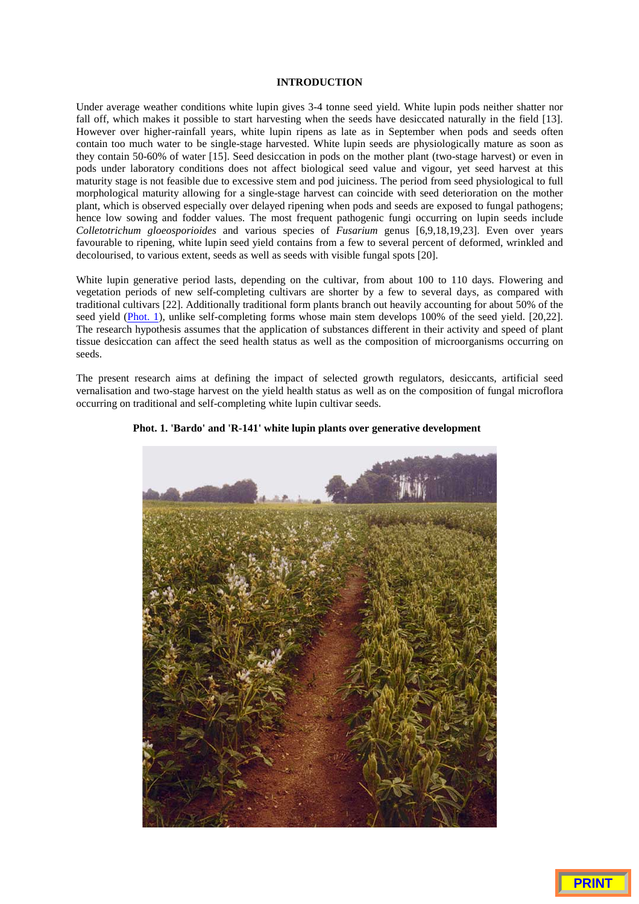## INTRODUCTION

Under average weather conditions white lupin gives 3-4 tonne seed yield. White lupin pods neither shatter nor fall off, which makes it possible to start harvesting when the seeds have desiccated naturally in the field [13]. However over higher-rainfall years, white lupin ripens as late as in September when pods and seeds often contain too much water to be single-stage harvested. White lupin seeds are physiologically mature as soon as they contain 50-60% of water [15]. Seed desiccation in pods on the mother plant (two-stage harvest) or even in pods under laboratory conditions does not affect biological seed value and vigour, yet seed harvest at this maturity stage is not feasible due to excessive stem and pod juiciness. The period from seed physiological to full morphological maturity allowing for a single-stage harvest can coincide with seed deterioration on the mother plant, which is observed especially over delayed ripening when pods and seeds are exposed to fungal pathogens; hence low sowing and fodder values. The most frequent pathogenic fungi occurring on lupin seeds include *Colletotrichum gloeosporioides* and various species of *Fusarium* genus [6,9,18,19,23]. Even over years favourable to ripening, white lupin seed yield contains from a few to several percent of deformed, wrinkled and decolourised, to various extent, seeds as well as seeds with visible fungal spots [20].

White lupin generative period lasts, depending on the cultivar, from about 100 to 110 days. Flowering and vegetation periods of new self-completing cultivars are shorter by a few to several days, as compared with traditional cultivars [22]. Additionally traditional form plants branch out heavily accounting for about 50% of the seed yield (Phot. 1), unlike self-completing forms whose main stem develops 100% of the seed yield. [20,22]. The research hypothesis assumes that the application of substances different in their activity and speed of plant tissue desiccation can affect the seed health status as well as the composition of microorganisms occurring on seeds.

The present research aims at defining the impact of selected growth regulators, desiccants, artificial seed vernalisation and two-stage harvest on the yield health status as well as on the composition of fungal microflora occurring on traditional and self-completing white lupin cultivar seeds.

**Phot. 1. 'Bardo' and 'R-141' white lupin plants over generative development**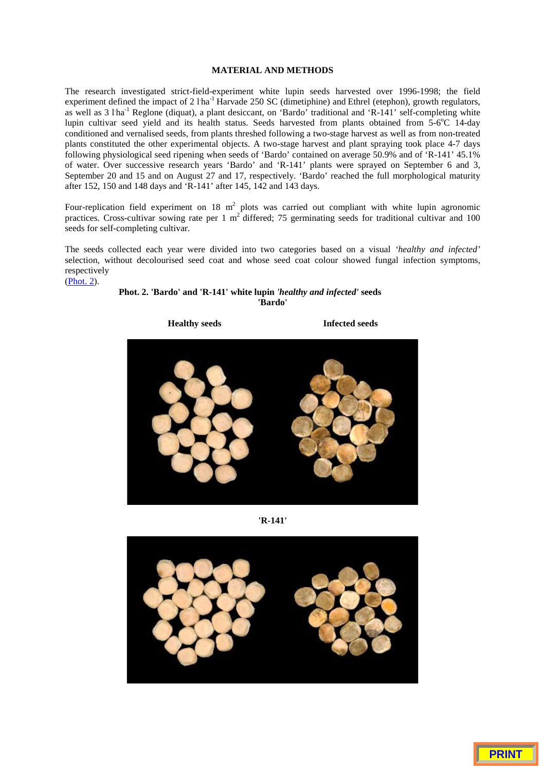## MATERIAL AND METHODS

The research investigated strict-field-experiment white lupin seeds harvested over 1996-1998; the field experiment defined the impact of 2 $l \cdot ha^{-1}$ Harvade 250 SC (dimetiphine) and Ethrel (etephon), growth regulators, as well as 3 $l \cdot ha^{-1}$ Reglone (diquat), a plant desiccant, on 'Bardo' traditional and 'R-141' self-completing white lupin cultivar seed yield and its health status. Seeds harvested from plants obtained from 5-6$^{o}$C 14-day conditioned and vernalised seeds, from plants threshed following a two-stage harvest as well as from non-treated plants constituted the other experimental objects. A two-stage harvest and plant spraying took place 4-7 days following physiological seed ripening when seeds of 'Bardo' contained on average 50.9% and of 'R-141' 45.1% of water. Over successive research years 'Bardo' and 'R-141' plants were sprayed on September 6 and 3, September 20 and 15 and on August 27 and 17, respectively. 'Bardo' reached the full morphological maturity after 152, 150 and 148 days and 'R-141' after 145, 142 and 143 days.

Four-replication field experiment on 18 $m^2$ plots was carried out compliant with white lupin agronomic practices. Cross-cultivar sowing rate per 1 $m^2$ differed; 75 germinating seeds for traditional cultivar and 100 seeds for self-completing cultivar.

The seeds collected each year were divided into two categories based on a visual *'healthy and infected'* selection, without decolourised seed coat and whose seed coat colour showed fungal infection symptoms, respectively (Phot. 2).

**Phot. 2. 'Bardo' and 'R-141' white lupin *'healthy and infected'* seeds**

**'Bardo'**

**Healthy seeds** | **Infected seeds**

**'R-141'**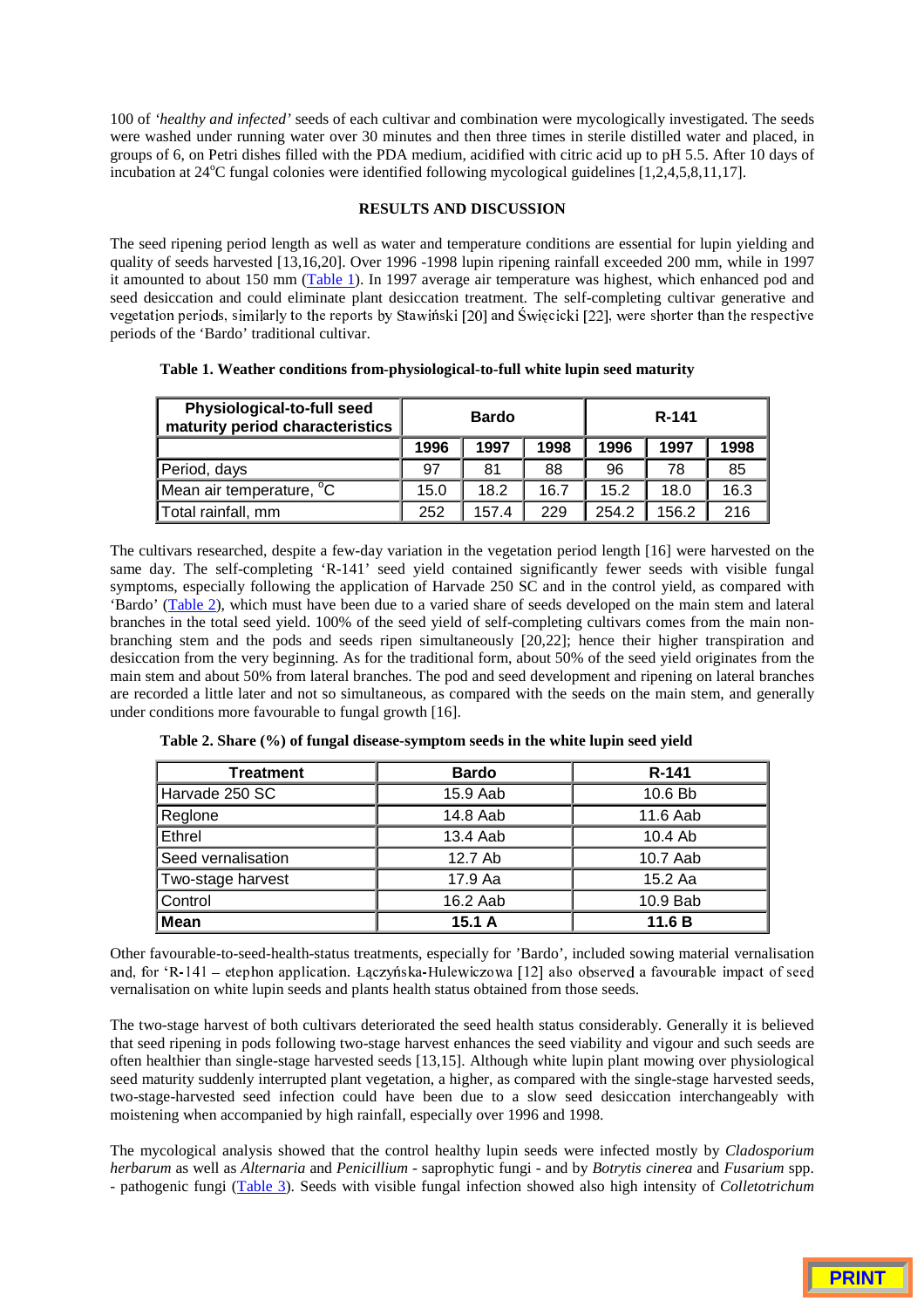100 of *'healthy and infected'* seeds of each cultivar and combination were mycologically investigated. The seeds were washed under running water over 30 minutes and then three times in sterile distilled water and placed, in groups of 6, on Petri dishes filled with the PDA medium, acidified with citric acid up to pH 5.5. After 10 days of incubation at 24°C fungal colonies were identified following mycological guidelines [1,2,4,5,8,11,17].

## RESULTS AND DISCUSSION

The seed ripening period length as well as water and temperature conditions are essential for lupin yielding and quality of seeds harvested [13,16,20]. Over 1996 -1998 lupin ripening rainfall exceeded 200 mm, while in 1997 it amounted to about 150 mm (Table 1). In 1997 average air temperature was highest, which enhanced pod and seed desiccation and could eliminate plant desiccation treatment. The self-completing cultivar generative and vegetation periods, similarly to the reports by Stawiński [20] and Święcicki [22], were shorter than the respective periods of the 'Bardo' traditional cultivar.

**Table 1. Weather conditions from-physiological-to-full white lupin seed maturity**

| Physiological-to-full seed maturity period characteristics | Bardo | | | R-141 | | |
|---|---|---|---|---|---|---|
| | 1996 | 1997 | 1998 | 1996 | 1997 | 1998 |
| Period, days | 97 | 81 | 88 | 96 | 78 | 85 |
| Mean air temperature, °C | 15.0 | 18.2 | 16.7 | 15.2 | 18.0 | 16.3 |
| Total rainfall, mm | 252 | 157.4 | 229 | 254.2 | 156.2 | 216 |

The cultivars researched, despite a few-day variation in the vegetation period length [16] were harvested on the same day. The self-completing 'R-141' seed yield contained significantly fewer seeds with visible fungal symptoms, especially following the application of Harvade 250 SC and in the control yield, as compared with 'Bardo' (Table 2), which must have been due to a varied share of seeds developed on the main stem and lateral branches in the total seed yield. 100% of the seed yield of self-completing cultivars comes from the main non-branching stem and the pods and seeds ripen simultaneously [20,22]; hence their higher transpiration and desiccation from the very beginning. As for the traditional form, about 50% of the seed yield originates from the main stem and about 50% from lateral branches. The pod and seed development and ripening on lateral branches are recorded a little later and not so simultaneous, as compared with the seeds on the main stem, and generally under conditions more favourable to fungal growth [16].

**Table 2. Share (%) of fungal disease-symptom seeds in the white lupin seed yield**

| Treatment | Bardo | R-141 |
|---|---|---|
| Harvade 250 SC | 15.9 Aab | 10.6 Bb |
| Reglone | 14.8 Aab | 11.6 Aab |
| Ethrel | 13.4 Aab | 10.4 Ab |
| Seed vernalisation | 12.7 Ab | 10.7 Aab |
| Two-stage harvest | 17.9 Aa | 15.2 Aa |
| Control | 16.2 Aab | 10.9 Bab |
| **Mean** | **15.1 A** | **11.6 B** |

Other favourable-to-seed-health-status treatments, especially for 'Bardo', included sowing material vernalisation and, for 'R-141 – etephon application. Łączyńska-Hulewiczowa [12] also observed a favourable impact of seed vernalisation on white lupin seeds and plants health status obtained from those seeds.

The two-stage harvest of both cultivars deteriorated the seed health status considerably. Generally it is believed that seed ripening in pods following two-stage harvest enhances the seed viability and vigour and such seeds are often healthier than single-stage harvested seeds [13,15]. Although white lupin plant mowing over physiological seed maturity suddenly interrupted plant vegetation, a higher, as compared with the single-stage harvested seeds, two-stage-harvested seed infection could have been due to a slow seed desiccation interchangeably with moistening when accompanied by high rainfall, especially over 1996 and 1998.

The mycological analysis showed that the control healthy lupin seeds were infected mostly by *Cladosporium herbarum* as well as *Alternaria* and *Penicillium* - saprophytic fungi - and by *Botrytis cinerea* and *Fusarium* spp. - pathogenic fungi (Table 3). Seeds with visible fungal infection showed also high intensity of *Colletotrichum*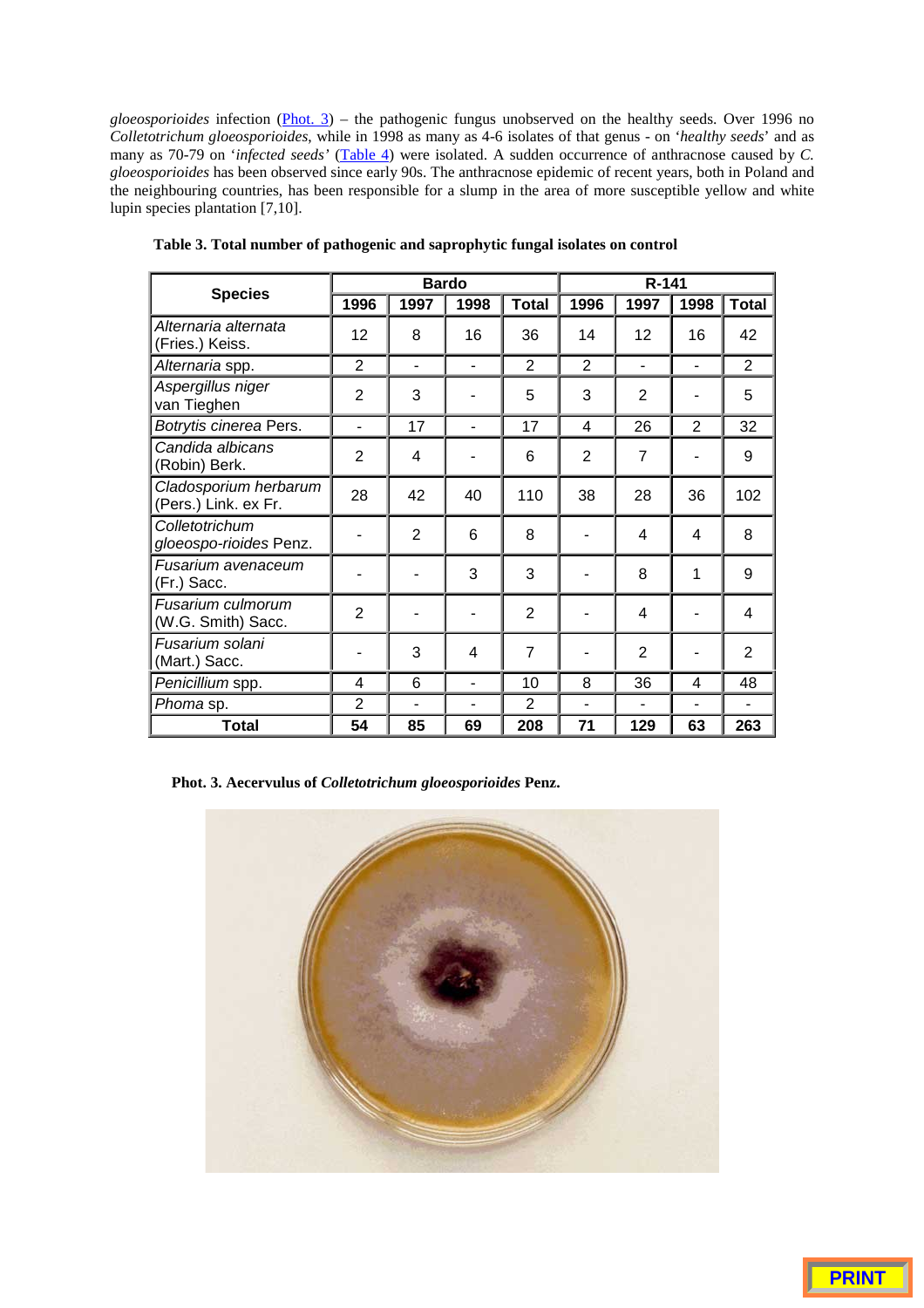*gloeosporioides* infection (Phot. 3) – the pathogenic fungus unobserved on the healthy seeds. Over 1996 no *Colletotrichum gloeosporioides*, while in 1998 as many as 4-6 isolates of that genus - on '*healthy seeds*' and as many as 70-79 on '*infected seeds'* (Table 4) were isolated. A sudden occurrence of anthracnose caused by *C. gloeosporioides* has been observed since early 90s. The anthracnose epidemic of recent years, both in Poland and the neighbouring countries, has been responsible for a slump in the area of more susceptible yellow and white lupin species plantation [7,10].

**Table 3. Total number of pathogenic and saprophytic fungal isolates on control**

| Species | Bardo | | | | R-141 | | | |
|---|---|---|---|---|---|---|---|---|
| | 1996 | 1997 | 1998 | Total | 1996 | 1997 | 1998 | Total |
| *Alternaria alternata* (Fries.) Keiss. | 12 | 8 | 16 | 36 | 14 | 12 | 16 | 42 |
| *Alternaria* spp. | 2 | - | - | 2 | 2 | - | - | 2 |
| *Aspergillus niger* van Tieghen | 2 | 3 | - | 5 | 3 | 2 | - | 5 |
| *Botrytis cinerea* Pers. | - | 17 | - | 17 | 4 | 26 | 2 | 32 |
| *Candida albicans* (Robin) Berk. | 2 | 4 | - | 6 | 2 | 7 | - | 9 |
| *Cladosporium herbarum* (Pers.) Link. ex Fr. | 28 | 42 | 40 | 110 | 38 | 28 | 36 | 102 |
| *Colletotrichum gloeospo-rioides* Penz. | - | 2 | 6 | 8 | - | 4 | 4 | 8 |
| *Fusarium avenaceum* (Fr.) Sacc. | - | - | 3 | 3 | - | 8 | 1 | 9 |
| *Fusarium culmorum* (W.G. Smith) Sacc. | 2 | - | - | 2 | - | 4 | - | 4 |
| *Fusarium solani* (Mart.) Sacc. | - | 3 | 4 | 7 | - | 2 | - | 2 |
| *Penicillium* spp. | 4 | 6 | - | 10 | 8 | 36 | 4 | 48 |
| *Phoma* sp. | 2 | - | - | 2 | - | - | - | - |
| **Total** | **54** | **85** | **69** | **208** | **71** | **129** | **63** | **263** |

**Phot. 3. Aecervulus of *Colletotrichum gloeosporioides* Penz.**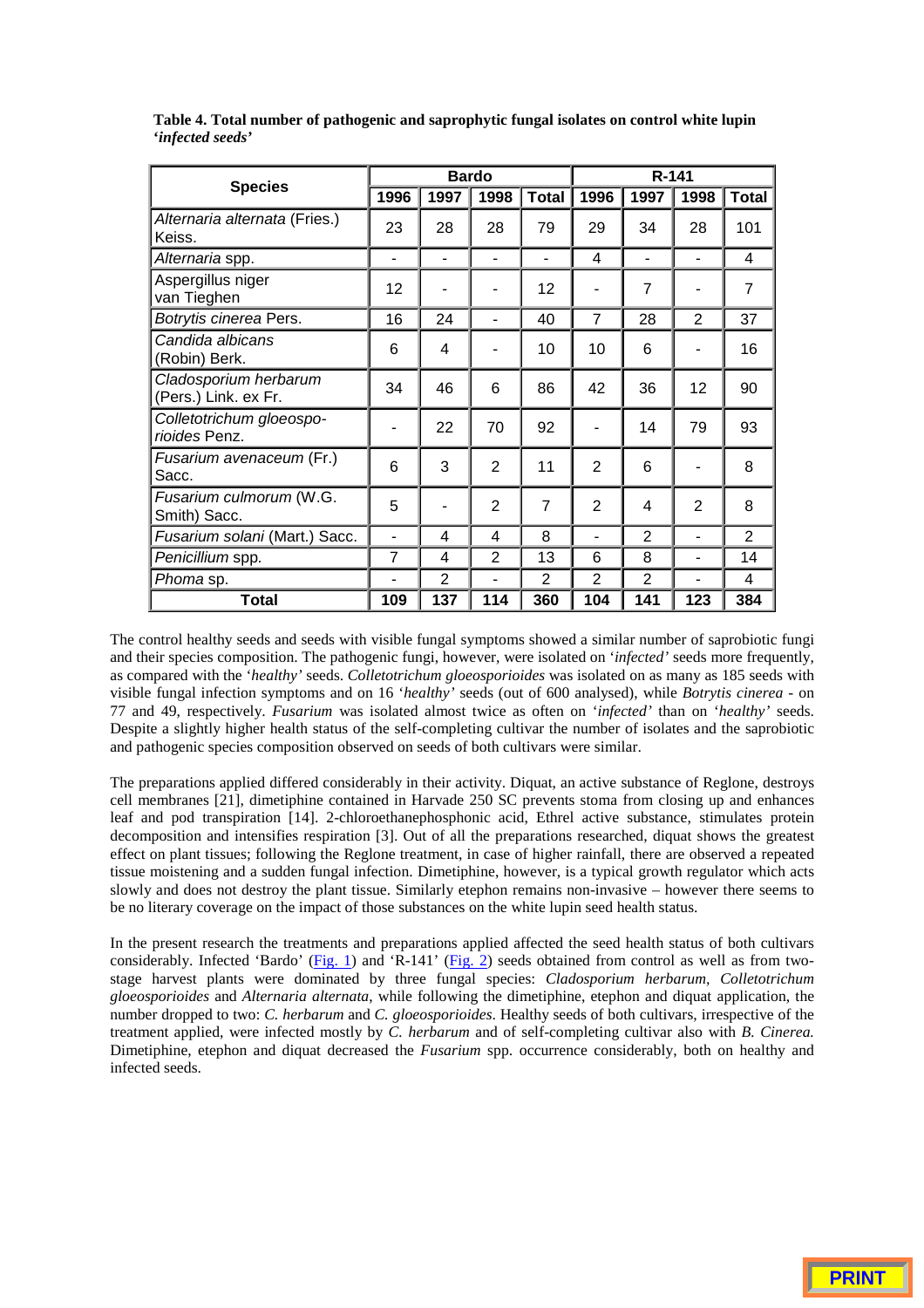**Table 4. Total number of pathogenic and saprophytic fungal isolates on control white lupin *'infected seeds'***

| Species | Bardo | | | | R-141 | | | |
|---|---|---|---|---|---|---|---|---|
| | 1996 | 1997 | 1998 | Total | 1996 | 1997 | 1998 | Total |
| *Alternaria alternata* (Fries.) Keiss. | 23 | 28 | 28 | 79 | 29 | 34 | 28 | 101 |
| *Alternaria* spp. | - | - | - | - | 4 | - | - | 4 |
| Aspergillus niger van Tieghen | 12 | - | - | 12 | - | 7 | - | 7 |
| *Botrytis cinerea* Pers. | 16 | 24 | - | 40 | 7 | 28 | 2 | 37 |
| *Candida albicans* (Robin) Berk. | 6 | 4 | - | 10 | 10 | 6 | - | 16 |
| *Cladosporium herbarum* (Pers.) Link. ex Fr. | 34 | 46 | 6 | 86 | 42 | 36 | 12 | 90 |
| *Colletotrichum gloeosporioides* Penz. | - | 22 | 70 | 92 | - | 14 | 79 | 93 |
| *Fusarium avenaceum* (Fr.) Sacc. | 6 | 3 | 2 | 11 | 2 | 6 | - | 8 |
| *Fusarium culmorum* (W.G. Smith) Sacc. | 5 | - | 2 | 7 | 2 | 4 | 2 | 8 |
| *Fusarium solani* (Mart.) Sacc. | - | 4 | 4 | 8 | - | 2 | - | 2 |
| *Penicillium* spp. | 7 | 4 | 2 | 13 | 6 | 8 | - | 14 |
| *Phoma* sp. | - | 2 | - | 2 | 2 | 2 | - | 4 |
| **Total** | **109** | **137** | **114** | **360** | **104** | **141** | **123** | **384** |

The control healthy seeds and seeds with visible fungal symptoms showed a similar number of saprobiotic fungi and their species composition. The pathogenic fungi, however, were isolated on '*infected*' seeds more frequently, as compared with the '*healthy*' seeds. *Colletotrichum gloeosporioides* was isolated on as many as 185 seeds with visible fungal infection symptoms and on 16 '*healthy*' seeds (out of 600 analysed), while *Botrytis cinerea* - on 77 and 49, respectively. *Fusarium* was isolated almost twice as often on '*infected*' than on '*healthy*' seeds. Despite a slightly higher health status of the self-completing cultivar the number of isolates and the saprobiotic and pathogenic species composition observed on seeds of both cultivars were similar.

The preparations applied differed considerably in their activity. Diquat, an active substance of Reglone, destroys cell membranes [21], dimetiphine contained in Harvade 250 SC prevents stoma from closing up and enhances leaf and pod transpiration [14]. 2-chloroethanephosphonic acid, Ethrel active substance, stimulates protein decomposition and intensifies respiration [3]. Out of all the preparations researched, diquat shows the greatest effect on plant tissues; following the Reglone treatment, in case of higher rainfall, there are observed a repeated tissue moistening and a sudden fungal infection. Dimetiphine, however, is a typical growth regulator which acts slowly and does not destroy the plant tissue. Similarly etephon remains non-invasive – however there seems to be no literary coverage on the impact of those substances on the white lupin seed health status.

In the present research the treatments and preparations applied affected the seed health status of both cultivars considerably. Infected 'Bardo' (Fig. 1) and 'R-141' (Fig. 2) seeds obtained from control as well as from two-stage harvest plants were dominated by three fungal species: *Cladosporium herbarum*, *Colletotrichum gloeosporioides* and *Alternaria alternata*, while following the dimetiphine, etephon and diquat application, the number dropped to two: *C. herbarum* and *C. gloeosporioides*. Healthy seeds of both cultivars, irrespective of the treatment applied, were infected mostly by *C. herbarum* and of self-completing cultivar also with *B. Cinerea.* Dimetiphine, etephon and diquat decreased the *Fusarium* spp. occurrence considerably, both on healthy and infected seeds.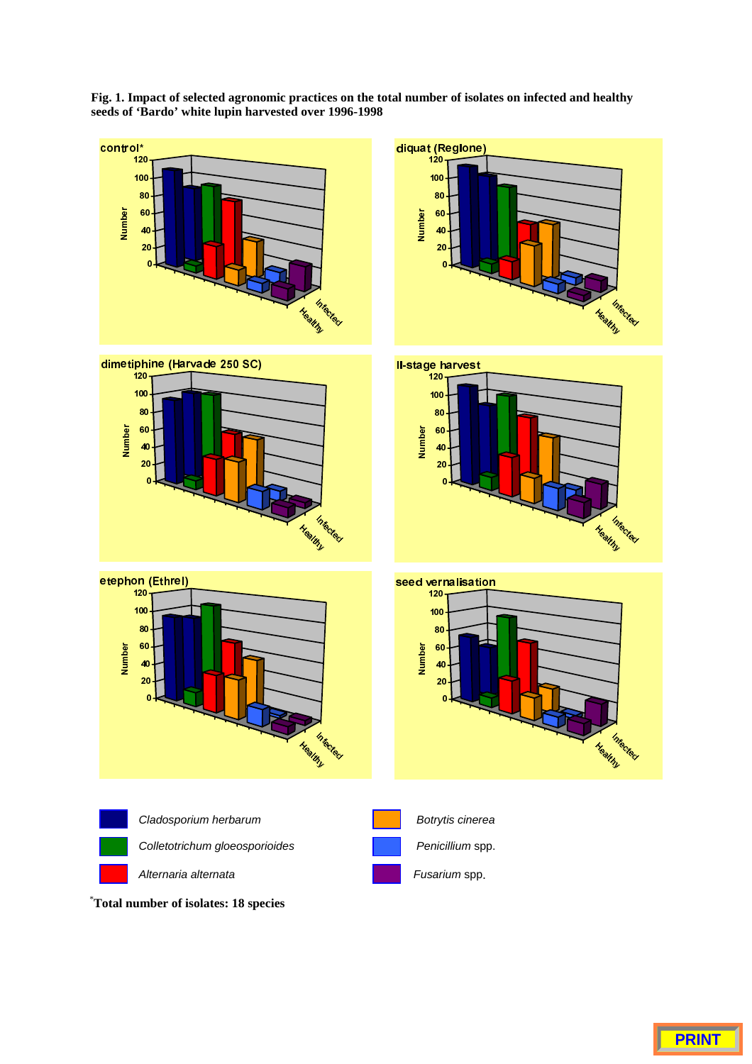**Fig. 1. Impact of selected agronomic practices on the total number of isolates on infected and healthy seeds of 'Bardo' white lupin harvested over 1996-1998**

control*

diquat (Reglone)

dimetiphine (Harvade 250 SC)

II-stage harvest

etephon (Ethrel)

seed vernalisation

*Cladosporium herbarum*

*Colletotrichum gloeosporioides*

*Alternaria alternata*

*Botrytis cinerea*

*Penicillium* spp.

*Fusarium* spp.

*Total number of isolates: 18 species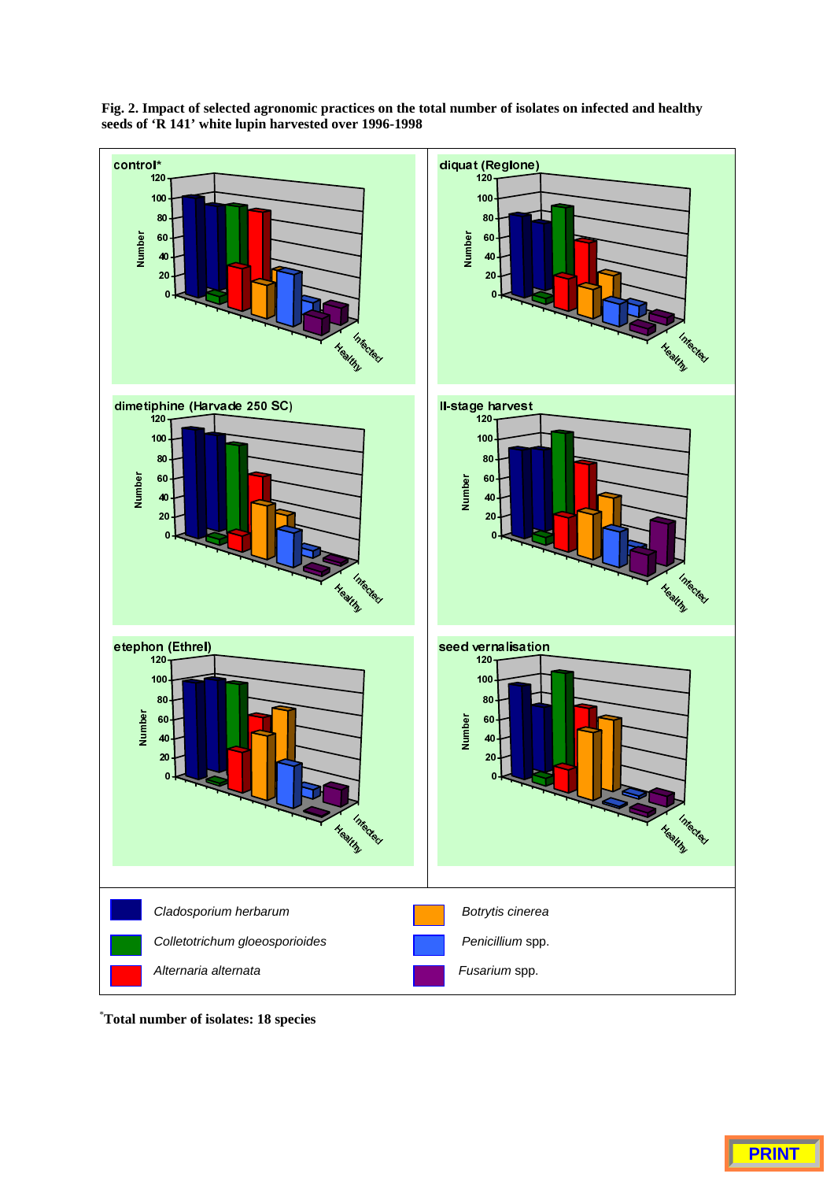**Fig. 2. Impact of selected agronomic practices on the total number of isolates on infected and healthy seeds of 'R 141' white lupin harvested over 1996-1998**

control*

diquat (Reglone)

dimetiphine (Harvade 250 SC)

II-stage harvest

etephon (Ethrel)

seed vernalisation

*Cladosporium herbarum*

*Colletotrichum gloeosporioides*

*Alternaria alternata*

*Botrytis cinerea*

*Penicillium* spp.

*Fusarium* spp.

*Total number of isolates: 18 species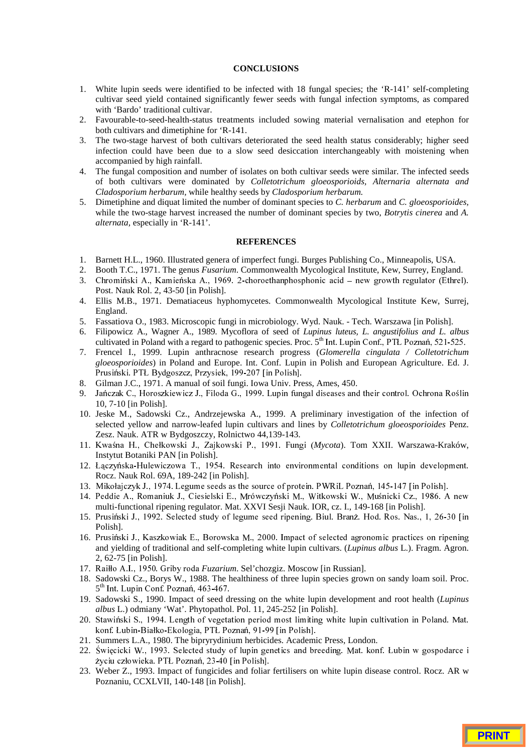## CONCLUSIONS

1. White lupin seeds were identified to be infected with 18 fungal species; the 'R-141' self-completing cultivar seed yield contained significantly fewer seeds with fungal infection symptoms, as compared with 'Bardo' traditional cultivar.
2. Favourable-to-seed-health-status treatments included sowing material vernalisation and etephon for both cultivars and dimetiphine for 'R-141.
3. The two-stage harvest of both cultivars deteriorated the seed health status considerably; higher seed infection could have been due to a slow seed desiccation interchangeably with moistening when accompanied by high rainfall.
4. The fungal composition and number of isolates on both cultivar seeds were similar. The infected seeds of both cultivars were dominated by *Colletotrichum gloeosporioids, Alternaria alternata and Cladosporium herbarum,* while healthy seeds by *Cladosporium herbarum.*
5. Dimetiphine and diquat limited the number of dominant species to *C. herbarum* and *C. gloeosporioides,* while the two-stage harvest increased the number of dominant species by two, *Botrytis cinerea* and *A. alternata,* especially in 'R-141'.

## REFERENCES

1. Barnett H.L., 1960. Illustrated genera of imperfect fungi. Burges Publishing Co., Minneapolis, USA.
2. Booth T.C., 1971. The genus *Fusarium*. Commonwealth Mycological Institute, Kew, Surrey, England.
3. Chromiński A., Kamieńska A., 1969. 2-choroethanphosphonic acid – new growth regulator (Ethrel). Post. Nauk Rol. 2, 43-50 [in Polish].
4. Ellis M.B., 1971. Dematiaceus hyphomycetes. Commonwealth Mycological Institute Kew, Surrej, England.
5. Fassatiova O., 1983. Microscopic fungi in microbiology. Wyd. Nauk. - Tech. Warszawa [in Polish].
6. Filipowicz A., Wagner A., 1989. Mycoflora of seed of *Lupinus luteus, L. angustifolius and L. albus* cultivated in Poland with a regard to pathogenic species. Proc. 5th Int. Lupin Conf., PTŁ Poznań, 521-525.
7. Frencel I., 1999. Lupin anthracnose research progress (*Glomerella cingulata / Colletotrichum gloeosporioides*) in Poland and Europe. Int. Conf. Lupin in Polish and European Agriculture. Ed. J. Prusiński. PTŁ Bydgoszcz, Przysiek, 199-207 [in Polish].
8. Gilman J.C., 1971. A manual of soil fungi. Iowa Univ. Press, Ames, 450.
9. Jańczak C., Horoszkiewicz J., Filoda G., 1999. Lupin fungal diseases and their control. Ochrona Roślin 10, 7-10 [in Polish].
10. Jeske M., Sadowski Cz., Andrzejewska A., 1999. A preliminary investigation of the infection of selected yellow and narrow-leafed lupin cultivars and lines by *Colletotrichum gloeosporioides* Penz. Zesz. Nauk. ATR w Bydgoszczy, Rolnictwo 44,139-143.
11. Kwaśna H., Chełkowski J., Zajkowski P., 1991. Fungi (*Mycota*). Tom XXII. Warszawa-Kraków, Instytut Botaniki PAN [in Polish].
12. Łączyńska-Hulewiczowa T., 1954. Research into environmental conditions on lupin development. Rocz. Nauk Rol. 69A, 189-242 [in Polish].
13. Mikołajczyk J., 1974. Legume seeds as the source of protein. PWRiL Poznań, 145-147 [in Polish].
14. Peddie A., Romaniuk J., Ciesielski E., Mrówczyński M., Witkowski W., Muśnicki Cz., 1986. A new multi-functional ripening regulator. Mat. XXVI Sesji Nauk. IOR, cz. I., 149-168 [in Polish].
15. Prusiński J., 1992. Selected study of legume seed ripening. Biul. Branż. Hod. Ros. Nas., 1, 26-30 [in Polish].
16. Prusiński J., Kaszkowiak E., Borowska M., 2000. Impact of selected agronomic practices on ripening and yielding of traditional and self-completing white lupin cultivars. (*Lupinus albus* L.). Fragm. Agron. 2, 62-75 [in Polish].
17. Raiłło A.I., 1950. Griby roda *Fuzarium*. Sel'chozgiz. Moscow [in Russian].
18. Sadowski Cz., Borys W., 1988. The healthiness of three lupin species grown on sandy loam soil. Proc. 5th Int. Lupin Conf. Poznań, 463-467.
19. Sadowski S., 1990. Impact of seed dressing on the white lupin development and root health (*Lupinus albus* L.) odmiany 'Wat'. Phytopathol. Pol. 11, 245-252 [in Polish].
20. Stawiński S., 1994. Length of vegetation period most limiting white lupin cultivation in Poland. Mat. konf. Łubin-Białko-Ekologia, PTŁ Poznań, 91-99 [in Polish].
21. Summers L.A., 1980. The bipryrydinium herbicides. Academic Press, London.
22. Święcicki W., 1993. Selected study of lupin genetics and breeding. Mat. konf. Łubin w gospodarce i życiu człowieka. PTŁ Poznań, 23-40 [in Polish].
23. Weber Z., 1993. Impact of fungicides and foliar fertilisers on white lupin disease control. Rocz. AR w Poznaniu, CCXLVII, 140-148 [in Polish].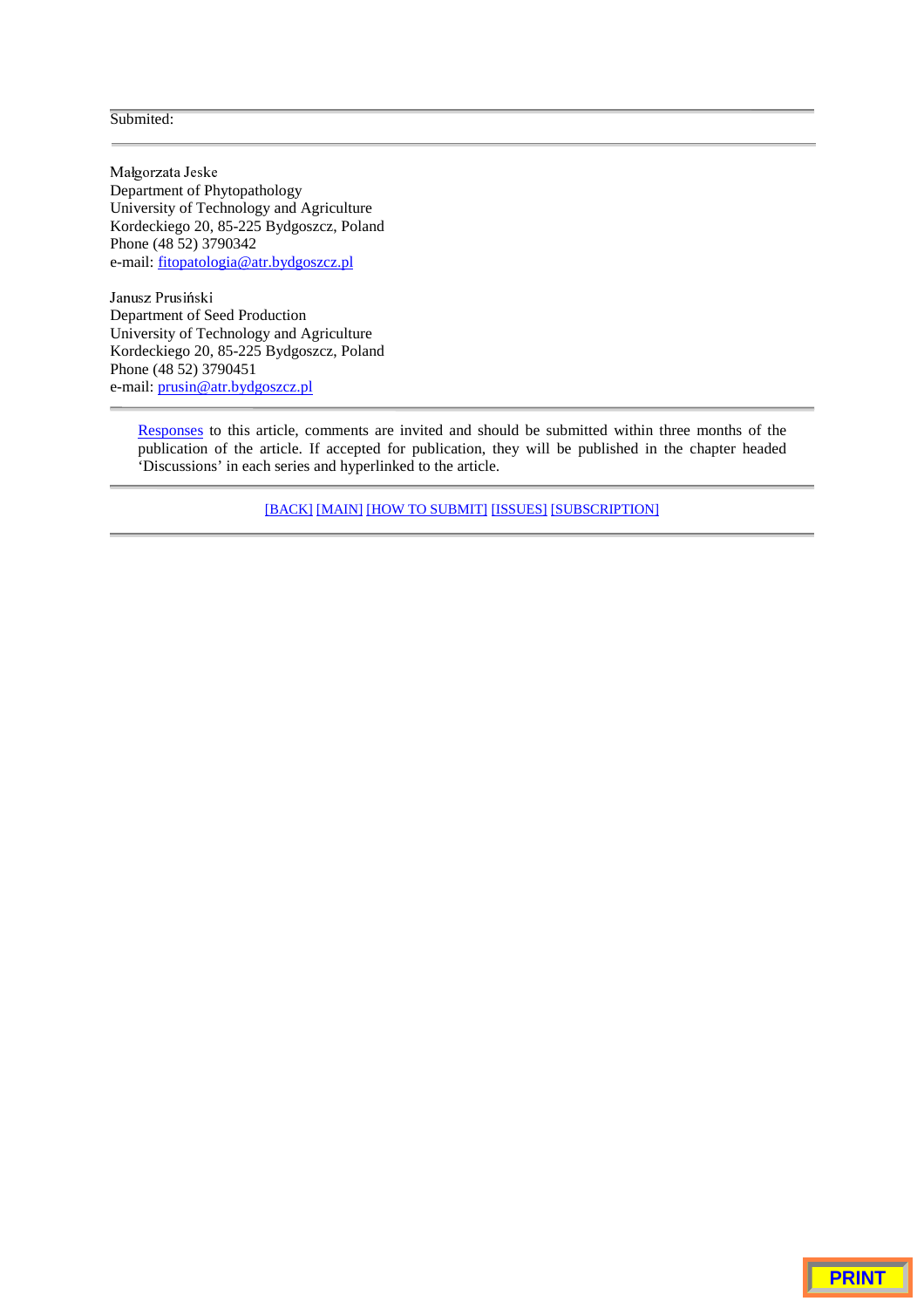Submited:

---

Małgorzata Jeske
Department of Phytopathology
University of Technology and Agriculture
Kordeckiego 20, 85-225 Bydgoszcz, Poland
Phone (48 52) 3790342
e-mail: fitopatologia@atr.bydgoszcz.pl

Janusz Prusiński
Department of Seed Production
University of Technology and Agriculture
Kordeckiego 20, 85-225 Bydgoszcz, Poland
Phone (48 52) 3790451
e-mail: prusin@atr.bydgoszcz.pl

---

Responses to this article, comments are invited and should be submitted within three months of the publication of the article. If accepted for publication, they will be published in the chapter headed 'Discussions' in each series and hyperlinked to the article.

---

[BACK] [MAIN] [HOW TO SUBMIT] [ISSUES] [SUBSCRIPTION]

---

PRINT